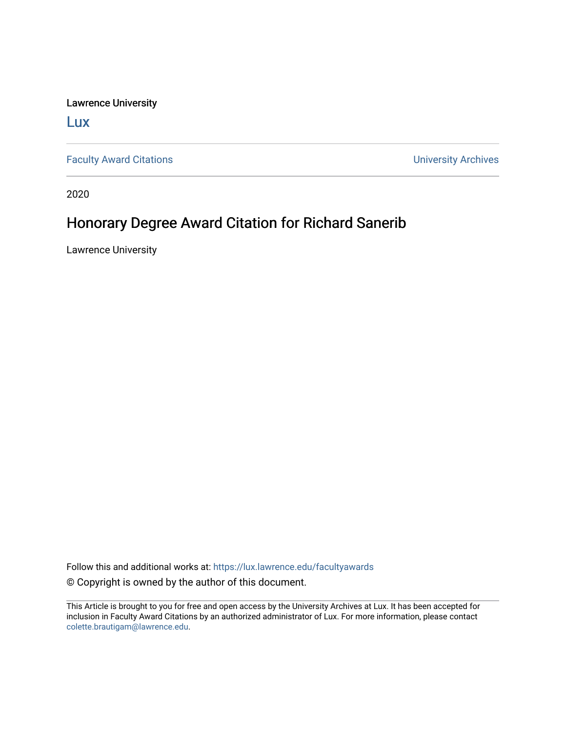Lawrence University

Lux

Faculty Award Citations | University Archives

2020

# Honorary Degree Award Citation for Richard Sanerib

Lawrence University

Follow this and additional works at: https://lux.lawrence.edu/facultyawards

© Copyright is owned by the author of this document.

This Article is brought to you for free and open access by the University Archives at Lux. It has been accepted for inclusion in Faculty Award Citations by an authorized administrator of Lux. For more information, please contact colette.brautigam@lawrence.edu.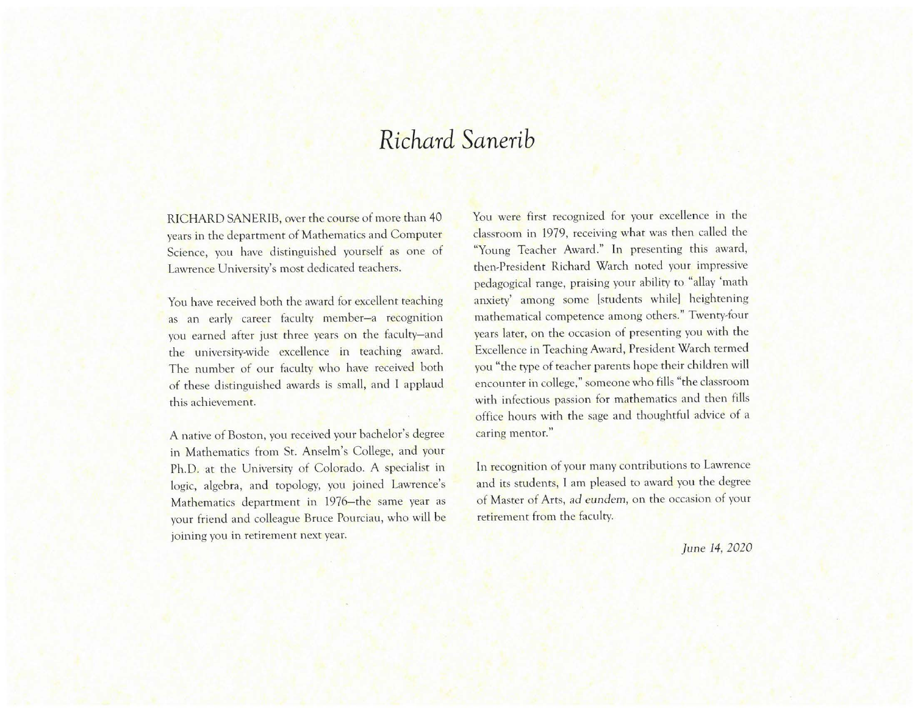# *Richard Sanerib*

RICHARD SANERIB, over the course of more than 40 years in the department of Mathematics and Computer Science, you have distinguished yourself as one of Lawrence University's most dedicated teachers.

You have received both the award for excellent teaching as an early career faculty member—a recognition you earned after just three years on the faculty—and the university-wide excellence in teaching award. The number of our faculty who have received both of these distinguished awards is small, and I applaud this achievement.

A native of Boston, you received your bachelor's degree in Mathematics from St. Anselm's College, and your Ph.D. at the University of Colorado. A specialist in logic, algebra, and topology, you joined Lawrence's Mathematics department in 1976—the same year as your friend and colleague Bruce Pourciau, who will be joining you in retirement next year.

You were first recognized for your excellence in the classroom in 1979, receiving what was then called the "Young Teacher Award." In presenting this award, then-President Richard Warch noted your impressive pedagogical range, praising your ability to "allay 'math anxiety' among some [students while] heightening mathematical competence among others." Twenty-four years later, on the occasion of presenting you with the Excellence in Teaching Award, President Warch termed you "the type of teacher parents hope their children will encounter in college," someone who fills "the classroom with infectious passion for mathematics and then fills office hours with the sage and thoughtful advice of a caring mentor."

In recognition of your many contributions to Lawrence and its students, I am pleased to award you the degree of Master of Arts, *ad eundem*, on the occasion of your retirement from the faculty.

*June 14, 2020*